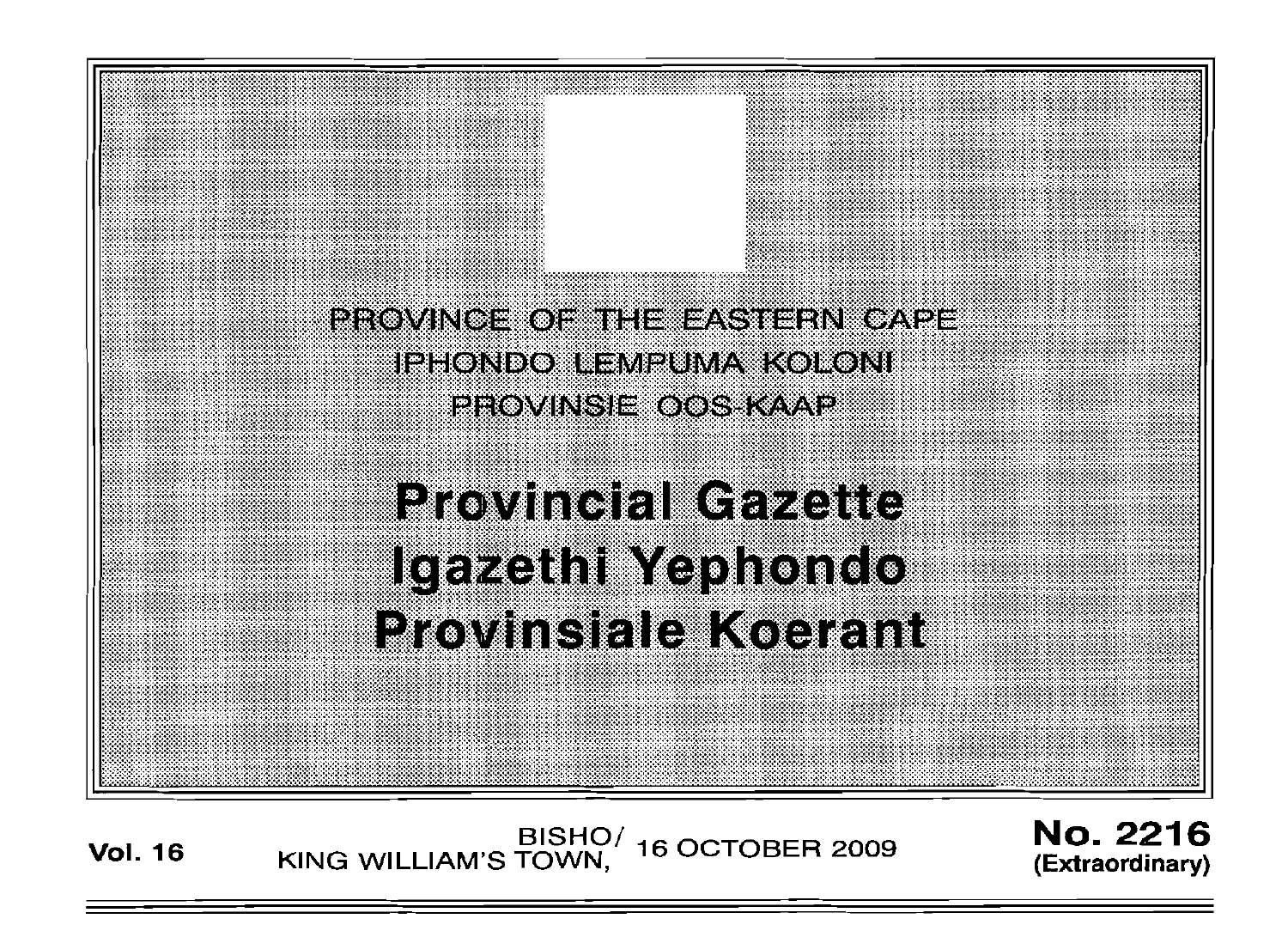PROVINCE OF THE EASTERN CAPE

IPHONDO LEMPUMA KOLONI

PROVINSIE OOS-KAAP

# Provincial Gazette
# Igazethi Yephondo
# Provinsiale Koerant

**Vol. 16** BISHO/ KING WILLIAM'S TOWN, 16 OCTOBER 2009 **No. 2216 (Extraordinary)**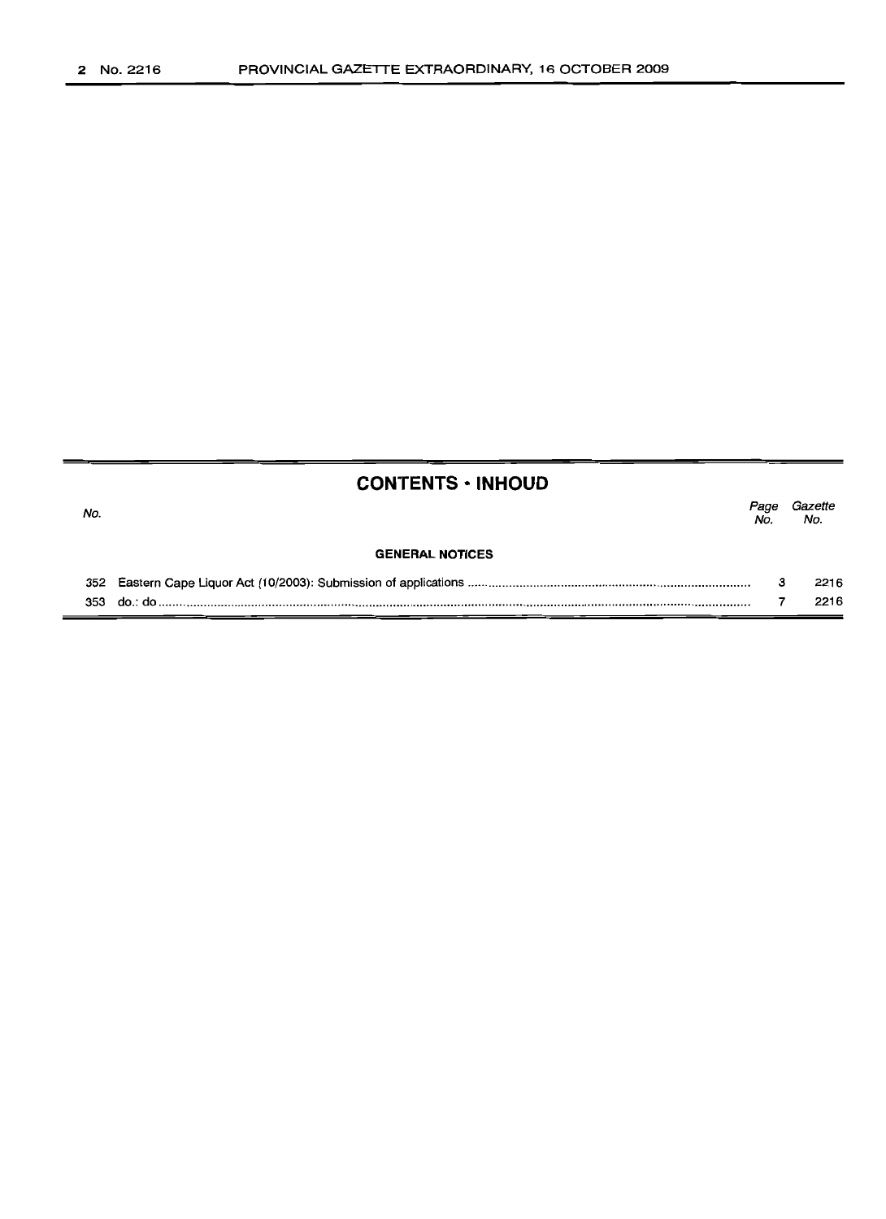## CONTENTS · INHOUD

| No. | | Page No. | Gazette No. |
|---|---|---|---|
| | **GENERAL NOTICES** | | |
| 352 | Eastern Cape Liquor Act (10/2003): Submission of applications | 3 | 2216 |
| 353 | do.: do | 7 | 2216 |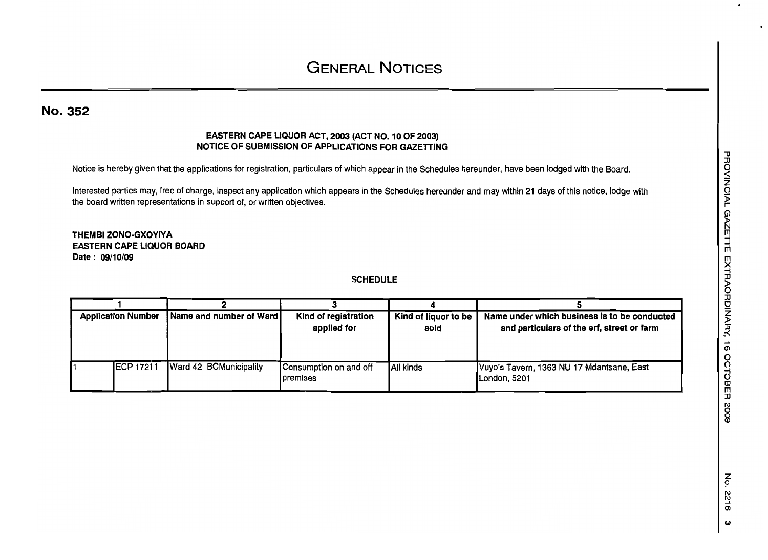# GENERAL NOTICES

## No. 352

**EASTERN CAPE LIQUOR ACT, 2003 (ACT NO. 10 OF 2003)**
**NOTICE OF SUBMISSION OF APPLICATIONS FOR GAZETTING**

Notice is hereby given that the applications for registration, particulars of which appear in the Schedules hereunder, have been lodged with the Board.

Interested parties may, free of charge, inspect any application which appears in the Schedules hereunder and may within 21 days of this notice, lodge with the board written representations in support of, or written objectives.

**THEMBI ZONO-GXOYIYA**
**EASTERN CAPE LIQUOR BOARD**
**Date : 09/10/09**

**SCHEDULE**

| 1 | | 2 | 3 | 4 | 5 |
|---|---|---|---|---|---|
| **Application Number** | | **Name and number of Ward** | **Kind of registration applied for** | **Kind of liquor to be sold** | **Name under which business is to be conducted and particulars of the erf, street or farm** |
| 1 | ECP 17211 | Ward 42 BCMunicipality | Consumption on and off premises | All kinds | Vuyo's Tavern, 1363 NU 17 Mdantsane, East London, 5201 |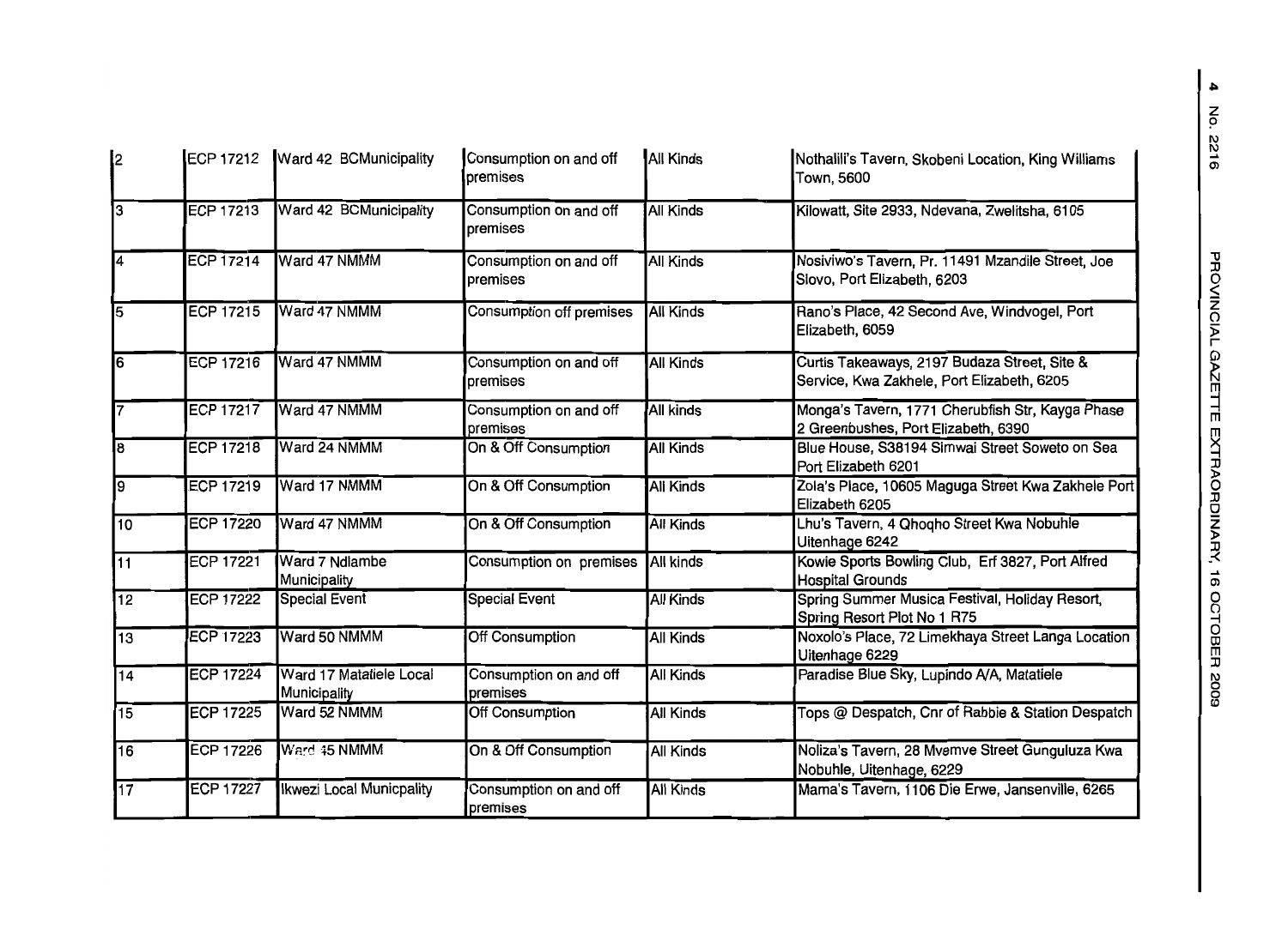| | | | | | |
|---|---|---|---|---|---|
| 2 | ECP 17212 | Ward 42 BCMunicipality | Consumption on and off premises | All Kinds | Nothalili's Tavern, Skobeni Location, King Williams Town, 5600 |
| 3 | ECP 17213 | Ward 42 BCMunicipality | Consumption on and off premises | All Kinds | Kilowatt, Site 2933, Ndevana, Zwelitsha, 6105 |
| 4 | ECP 17214 | Ward 47 NMMM | Consumption on and off premises | All Kinds | Nosiviwo's Tavern, Pr. 11491 Mzandile Street, Joe Slovo, Port Elizabeth, 6203 |
| 5 | ECP 17215 | Ward 47 NMMM | Consumption off premises | All Kinds | Rano's Place, 42 Second Ave, Windvogel, Port Elizabeth, 6059 |
| 6 | ECP 17216 | Ward 47 NMMM | Consumption on and off premises | All Kinds | Curtis Takeaways, 2197 Budaza Street, Site & Service, Kwa Zakhele, Port Elizabeth, 6205 |
| 7 | ECP 17217 | Ward 47 NMMM | Consumption on and off premises | All kinds | Monga's Tavern, 1771 Cherubfish Str, Kayga Phase 2 Greenbushes, Port Elizabeth, 6390 |
| 8 | ECP 17218 | Ward 24 NMMM | On & Off Consumption | All Kinds | Blue House, S38194 Simwai Street Soweto on Sea Port Elizabeth 6201 |
| 9 | ECP 17219 | Ward 17 NMMM | On & Off Consumption | All Kinds | Zola's Place, 10605 Maguga Street Kwa Zakhele Port Elizabeth 6205 |
| 10 | ECP 17220 | Ward 47 NMMM | On & Off Consumption | All Kinds | Lhu's Tavern, 4 Qhoqho Street Kwa Nobuhle Uitenhage 6242 |
| 11 | ECP 17221 | Ward 7 Ndlambe Municipality | Consumption on premises | All kinds | Kowie Sports Bowling Club, Erf 3827, Port Alfred Hospital Grounds |
| 12 | ECP 17222 | Special Event | Special Event | All Kinds | Spring Summer Musica Festival, Holiday Resort, Spring Resort Plot No 1 R75 |
| 13 | ECP 17223 | Ward 50 NMMM | Off Consumption | All Kinds | Noxolo's Place, 72 Limekhaya Street Langa Location Uitenhage 6229 |
| 14 | ECP 17224 | Ward 17 Matatiele Local Municipality | Consumption on and off premises | All Kinds | Paradise Blue Sky, Lupindo A/A, Matatiele |
| 15 | ECP 17225 | Ward 52 NMMM | Off Consumption | All Kinds | Tops @ Despatch, Cnr of Rabbie & Station Despatch |
| 16 | ECP 17226 | Ward 45 NMMM | On & Off Consumption | All Kinds | Noliza's Tavern, 28 Mvemve Street Gunguluza Kwa Nobuhle, Uitenhage, 6229 |
| 17 | ECP 17227 | Ikwezi Local Municpality | Consumption on and off premises | All Kinds | Mama's Tavern, 1106 Die Erwe, Jansenville, 6265 |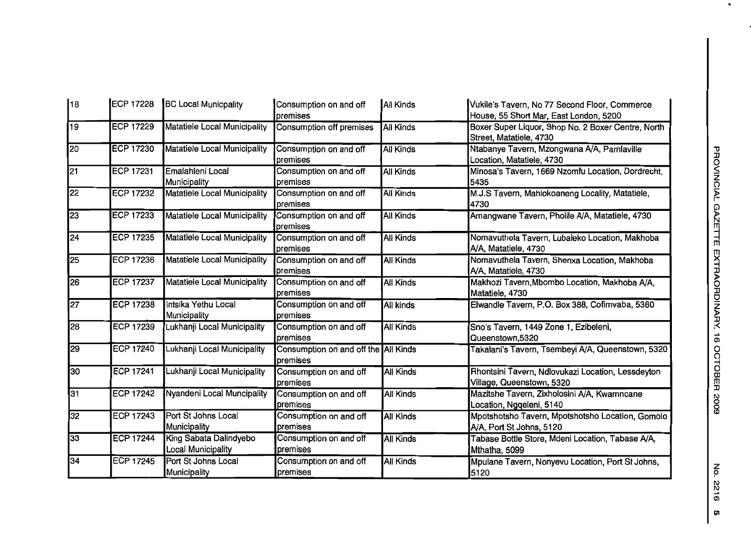| 18 | ECP 17228 | BC Local Municpality | Consumption on and off premises | All Kinds | Vukile's Tavern, No 77 Second Floor, Commerce House, 55 Short Mar, East London, 5200 |
|---|---|---|---|---|---|
| 19 | ECP 17229 | Matatiele Local Municipality | Consumption off premises | All Kinds | Boxer Super Liquor, Shop No. 2 Boxer Centre, North Street, Matatiele, 4730 |
| 20 | ECP 17230 | Matatiele Local Municipality | Consumption on and off premises | All Kinds | Ntabanye Tavern, Mzongwana A/A, Pamlaville Location, Matatiele, 4730 |
| 21 | ECP 17231 | Emalahleni Local Municipality | Consumption on and off premises | All Kinds | Minosa's Tavern, 1669 Nzomfu Location, Dordrecht, 5435 |
| 22 | ECP 17232 | Matatiele Local Municipality | Consumption on and off premises | All Kinds | M.J.S Tavern, Mahlokoaneng Locality, Matatiele, 4730 |
| 23 | ECP 17233 | Matatiele Local Municipality | Consumption on and off premises | All Kinds | Amangwane Tavern, Pholile A/A, Matatiele, 4730 |
| 24 | ECP 17235 | Matatiele Local Municipality | Consumption on and off premises | All Kinds | Nomavuthela Tavern, Lubaleko Location, Makhoba A/A, Matatiele, 4730 |
| 25 | ECP 17236 | Matatiele Local Municipality | Consumption on and off premises | All Kinds | Nomavuthela Tavern, Shenxa Location, Makhoba A/A, Matatiele, 4730 |
| 26 | ECP 17237 | Matatiele Local Municipality | Consumption on and off premises | All Kinds | Makhozi Tavern,Mbombo Location, Makhoba A/A, Matatiele, 4730 |
| 27 | ECP 17238 | Intsika Yethu Local Municipality | Consumption on and off premises | All kinds | Elwandle Tavern, P.O. Box 388, Cofimvaba, 5380 |
| 28 | ECP 17239 | Lukhanji Local Municipality | Consumption on and off premises | All Kinds | Sno's Tavern, 1449 Zone 1, Ezibeleni, Queenstown,5320 |
| 29 | ECP 17240 | Lukhanji Local Municipality | Consumption on and off the premises | All Kinds | Takalani's Tavern, Tsembeyi A/A, Queenstown, 5320 |
| 30 | ECP 17241 | Lukhanji Local Municipality | Consumption on and off premises | All Kinds | Rhontsini Tavern, Ndlovukazi Location, Lessdeyton Village, Queenstown, 5320 |
| 31 | ECP 17242 | Nyandeni Local Muncipality | Consumption on and off premises | All Kinds | Mazitshe Tavern, Zixholosini A/A, Kwamncane Location, Ngqeleni, 5140 |
| 32 | ECP 17243 | Port St Johns Local Municipality | Consumption on and off premises | All Kinds | Mpotshotsho Tavern, Mpotshotsho Location, Gomolo A/A, Port St Johns, 5120 |
| 33 | ECP 17244 | King Sabata Dalindyebo Local Municipality | Consumption on and off premises | All Kinds | Tabase Bottle Store, Mdeni Location, Tabase A/A, Mthatha, 5099 |
| 34 | ECP 17245 | Port St Johns Local Municipality | Consumption on and off premises | All Kinds | Mpulane Tavern, Nonyevu Location, Port St Johns, 5120 |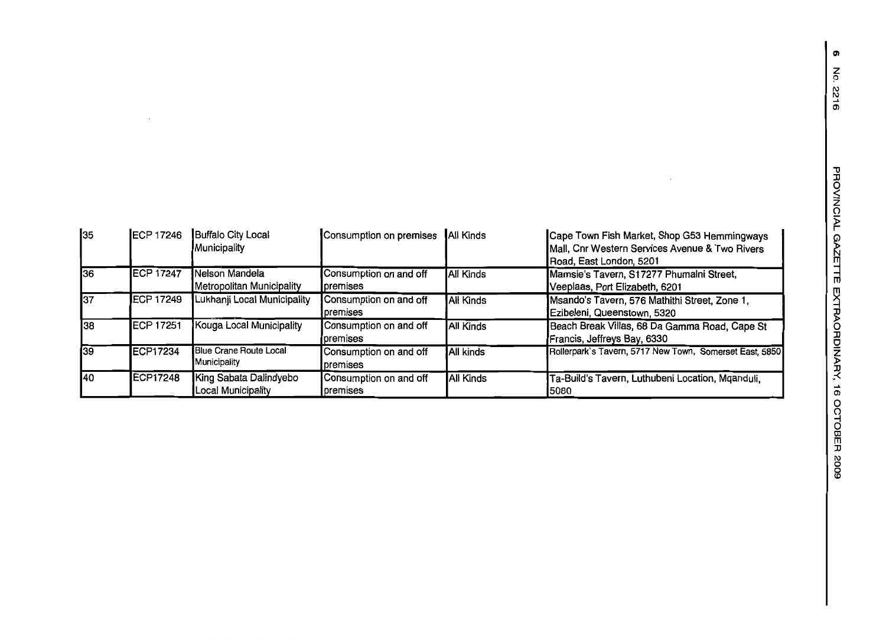| 35 | ECP 17246 | Buffalo City Local Municipality | Consumption on premises | All Kinds | Cape Town Fish Market, Shop G53 Hemmingways Mall, Cnr Western Services Avenue & Two Rivers Road, East London, 5201 |
|---|---|---|---|---|---|
| 36 | ECP 17247 | Nelson Mandela Metropolitan Municipality | Consumption on and off premises | All Kinds | Mamsie's Tavern, S17277 Phumalni Street, Veeplaas, Port Elizabeth, 6201 |
| 37 | ECP 17249 | Lukhanji Local Municipality | Consumption on and off premises | All Kinds | Msando's Tavern, 576 Mathithi Street, Zone 1, Ezibeleni, Queenstown, 5320 |
| 38 | ECP 17251 | Kouga Local Municipality | Consumption on and off premises | All Kinds | Beach Break Villas, 68 Da Gamma Road, Cape St Francis, Jeffreys Bay, 6330 |
| 39 | ECP17234 | Blue Crane Route Local Municipality | Consumption on and off premises | All kinds | Rollerpark`s Tavern, 5717 New Town, Somerset East, 5850 |
| 40 | ECP17248 | King Sabata Dalindyebo Local Municipality | Consumption on and off premises | All Kinds | Ta-Build's Tavern, Luthubeni Location, Mqanduli, 5080 |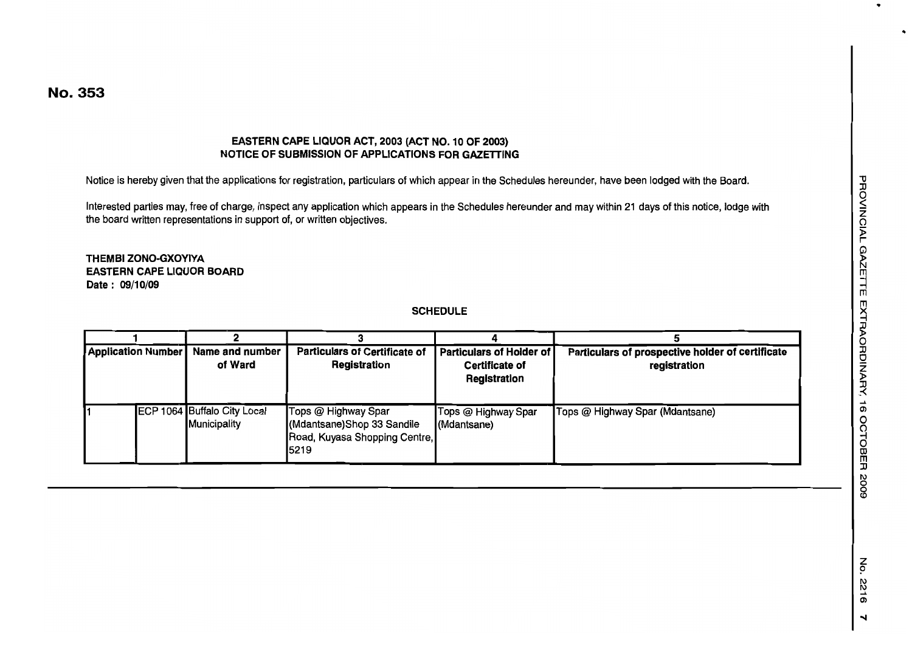# No. 353

**EASTERN CAPE LIQUOR ACT, 2003 (ACT NO. 10 OF 2003)**
**NOTICE OF SUBMISSION OF APPLICATIONS FOR GAZETTING**

Notice is hereby given that the applications for registration, particulars of which appear in the Schedules hereunder, have been lodged with the Board.

Interested parties may, free of charge, inspect any application which appears in the Schedules hereunder and may within 21 days of this notice, lodge with the board written representations in support of, or written objectives.

**THEMBI ZONO-GXOYIYA**
**EASTERN CAPE LIQUOR BOARD**
**Date : 09/10/09**

**SCHEDULE**

| 1 | | 2 | 3 | 4 | 5 |
|---|---|---|---|---|---|
| **Application Number** | | **Name and number of Ward** | **Particulars of Certificate of Registration** | **Particulars of Holder of Certificate of Registration** | **Particulars of prospective holder of certificate registration** |
| 1 | ECP 1064 | Buffalo City Local Municipality | Tops @ Highway Spar (Mdantsane)Shop 33 Sandile Road, Kuyasa Shopping Centre, 5219 | Tops @ Highway Spar (Mdantsane) | Tops @ Highway Spar (Mdantsane) |